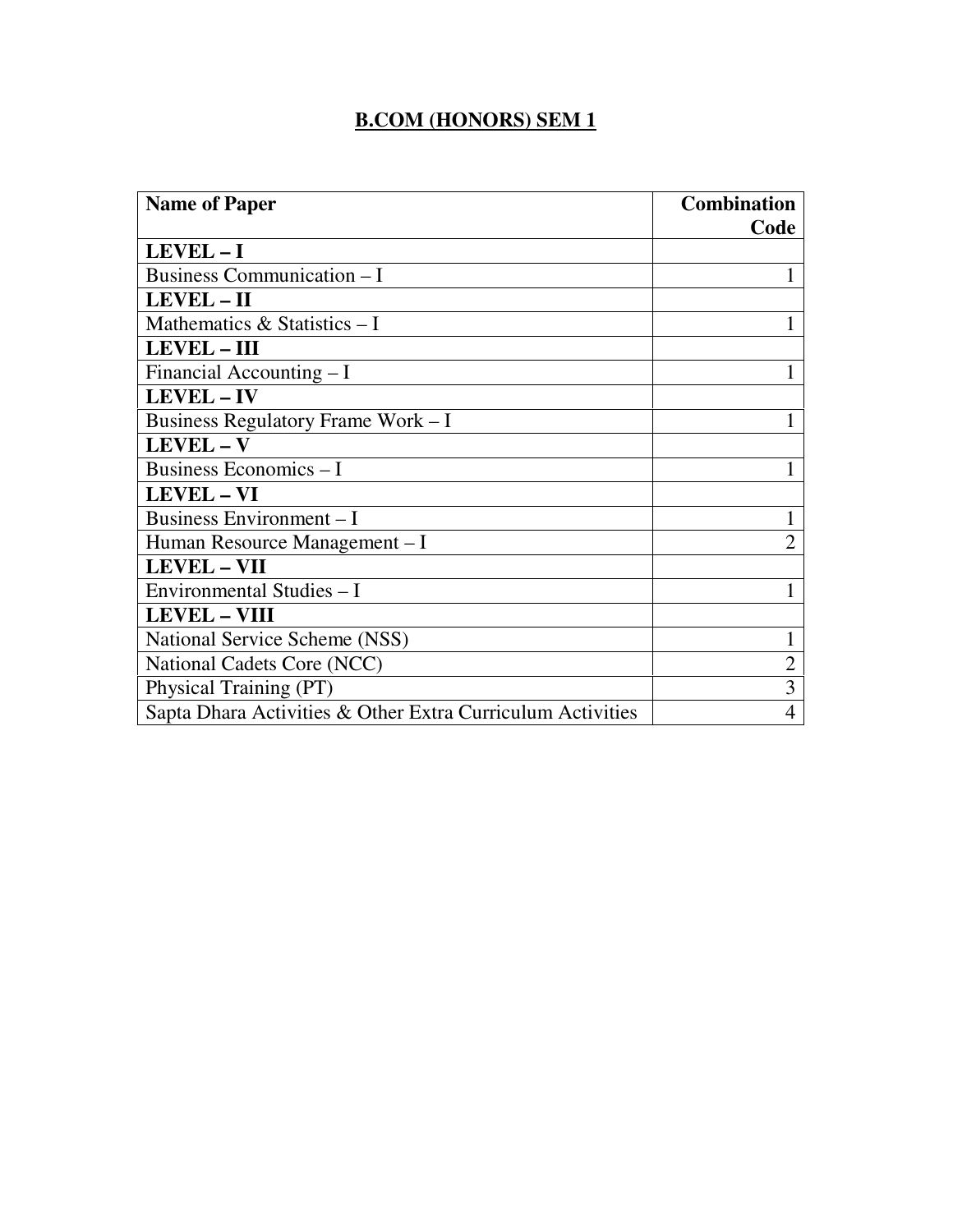# B.COM (HONORS) SEM 1

| Name of Paper | Combination Code |
| --- | --- |
| **LEVEL – I** | |
| Business Communication – I | 1 |
| **LEVEL – II** | |
| Mathematics & Statistics – I | 1 |
| **LEVEL – III** | |
| Financial Accounting – I | 1 |
| **LEVEL – IV** | |
| Business Regulatory Frame Work – I | 1 |
| **LEVEL – V** | |
| Business Economics – I | 1 |
| **LEVEL – VI** | |
| Business Environment – I | 1 |
| Human Resource Management – I | 2 |
| **LEVEL – VII** | |
| Environmental Studies – I | 1 |
| **LEVEL – VIII** | |
| National Service Scheme (NSS) | 1 |
| National Cadets Core (NCC) | 2 |
| Physical Training (PT) | 3 |
| Sapta Dhara Activities & Other Extra Curriculum Activities | 4 |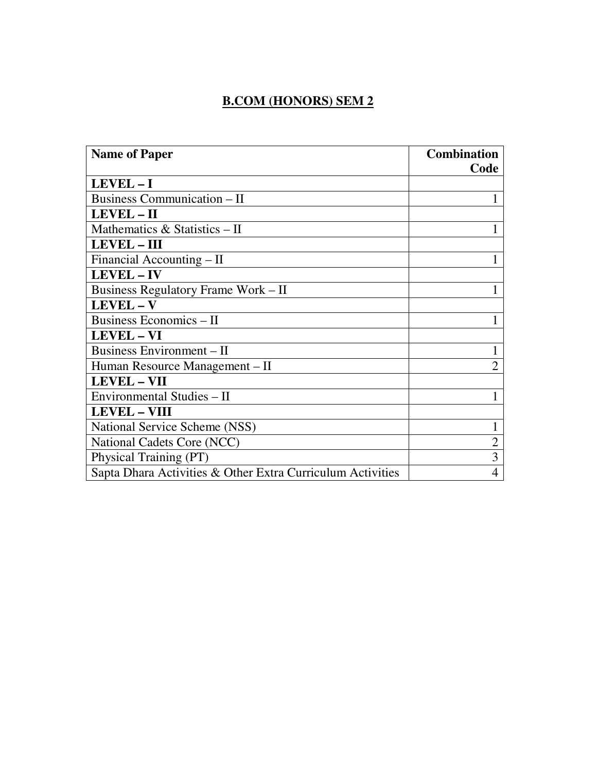## B.COM (HONORS) SEM 2

| Name of Paper | Combination Code |
|---|---|
| **LEVEL – I** | |
| Business Communication – II | 1 |
| **LEVEL – II** | |
| Mathematics & Statistics – II | 1 |
| **LEVEL – III** | |
| Financial Accounting – II | 1 |
| **LEVEL – IV** | |
| Business Regulatory Frame Work – II | 1 |
| **LEVEL – V** | |
| Business Economics – II | 1 |
| **LEVEL – VI** | |
| Business Environment – II | 1 |
| Human Resource Management – II | 2 |
| **LEVEL – VII** | |
| Environmental Studies – II | 1 |
| **LEVEL – VIII** | |
| National Service Scheme (NSS) | 1 |
| National Cadets Core (NCC) | 2 |
| Physical Training (PT) | 3 |
| Sapta Dhara Activities & Other Extra Curriculum Activities | 4 |